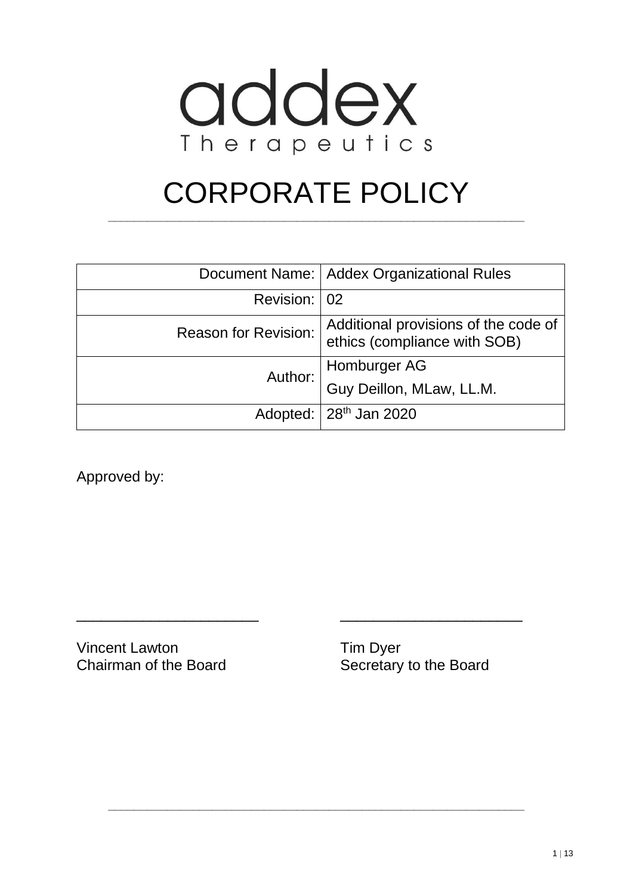addex
Therapeutics

# CORPORATE POLICY

| | |
|---:|---|
| Document Name: | Addex Organizational Rules |
| Revision: | 02 |
| Reason for Revision: | Additional provisions of the code of ethics (compliance with SOB) |
| Author: | Homburger AG<br>Guy Deillon, MLaw, LL.M. |
| Adopted: | 28th Jan 2020 |

Approved by:

\_\_\_\_\_\_\_\_\_\_\_\_\_\_\_\_\_\_\_\_\_\_ \_\_\_\_\_\_\_\_\_\_\_\_\_\_\_\_\_\_\_\_\_\_

Vincent Lawton
Chairman of the Board

Tim Dyer
Secretary to the Board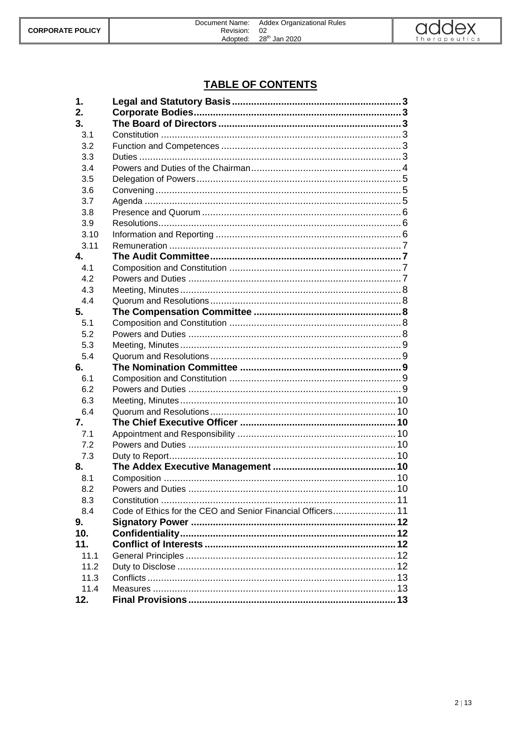## TABLE OF CONTENTS

| | | |
|---|---|---|
| **1.** | **Legal and Statutory Basis** | **3** |
| **2.** | **Corporate Bodies** | **3** |
| **3.** | **The Board of Directors** | **3** |
| 3.1 | Constitution | 3 |
| 3.2 | Function and Competences | 3 |
| 3.3 | Duties | 3 |
| 3.4 | Powers and Duties of the Chairman | 4 |
| 3.5 | Delegation of Powers | 5 |
| 3.6 | Convening | 5 |
| 3.7 | Agenda | 5 |
| 3.8 | Presence and Quorum | 6 |
| 3.9 | Resolutions | 6 |
| 3.10 | Information and Reporting | 6 |
| 3.11 | Remuneration | 7 |
| **4.** | **The Audit Committee** | **7** |
| 4.1 | Composition and Constitution | 7 |
| 4.2 | Powers and Duties | 7 |
| 4.3 | Meeting, Minutes | 8 |
| 4.4 | Quorum and Resolutions | 8 |
| **5.** | **The Compensation Committee** | **8** |
| 5.1 | Composition and Constitution | 8 |
| 5.2 | Powers and Duties | 8 |
| 5.3 | Meeting, Minutes | 9 |
| 5.4 | Quorum and Resolutions | 9 |
| **6.** | **The Nomination Committee** | **9** |
| 6.1 | Composition and Constitution | 9 |
| 6.2 | Powers and Duties | 9 |
| 6.3 | Meeting, Minutes | 10 |
| 6.4 | Quorum and Resolutions | 10 |
| **7.** | **The Chief Executive Officer** | **10** |
| 7.1 | Appointment and Responsibility | 10 |
| 7.2 | Powers and Duties | 10 |
| 7.3 | Duty to Report | 10 |
| **8.** | **The Addex Executive Management** | **10** |
| 8.1 | Composition | 10 |
| 8.2 | Powers and Duties | 10 |
| 8.3 | Constitution | 11 |
| 8.4 | Code of Ethics for the CEO and Senior Financial Officers | 11 |
| **9.** | **Signatory Power** | **12** |
| **10.** | **Confidentiality** | **12** |
| **11.** | **Conflict of Interests** | **12** |
| 11.1 | General Principles | 12 |
| 11.2 | Duty to Disclose | 12 |
| 11.3 | Conflicts | 13 |
| 11.4 | Measures | 13 |
| **12.** | **Final Provisions** | **13** |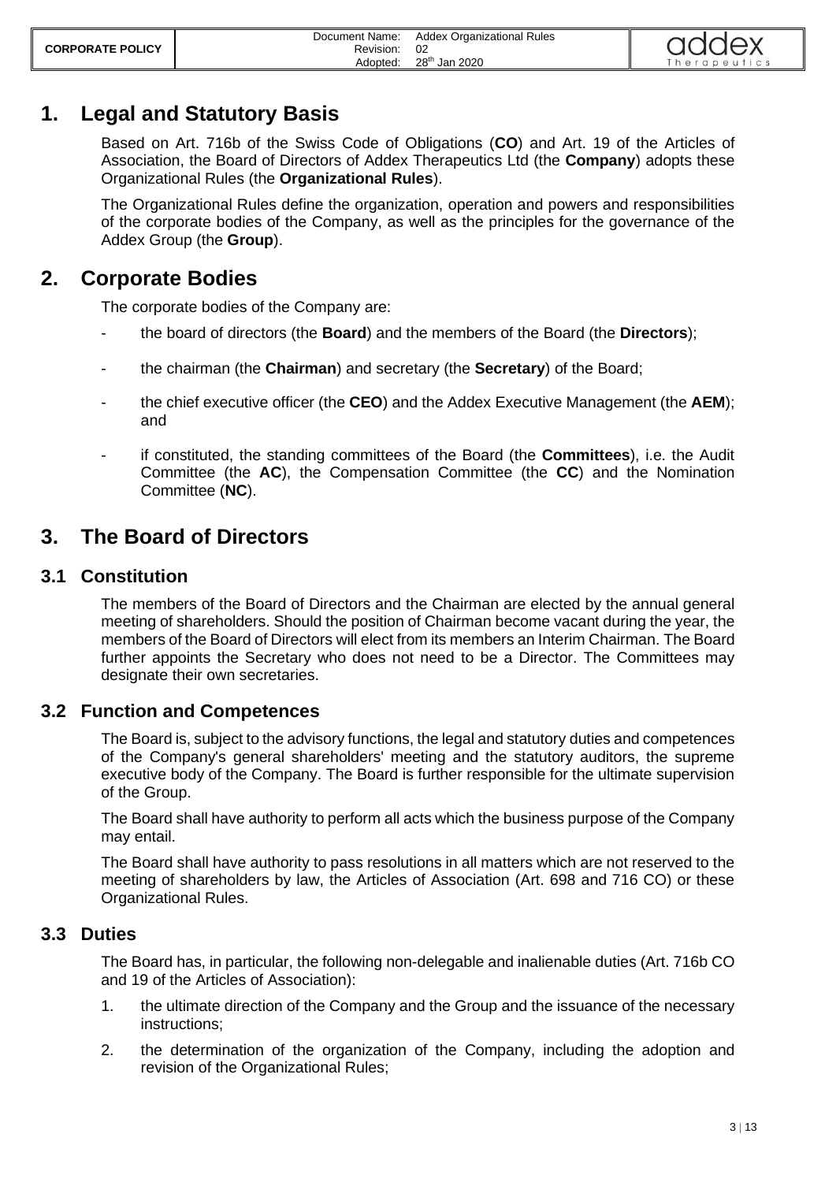# 1. Legal and Statutory Basis

Based on Art. 716b of the Swiss Code of Obligations (**CO**) and Art. 19 of the Articles of Association, the Board of Directors of Addex Therapeutics Ltd (the **Company**) adopts these Organizational Rules (the **Organizational Rules**).

The Organizational Rules define the organization, operation and powers and responsibilities of the corporate bodies of the Company, as well as the principles for the governance of the Addex Group (the **Group**).

# 2. Corporate Bodies

The corporate bodies of the Company are:

- the board of directors (the **Board**) and the members of the Board (the **Directors**);
- the chairman (the **Chairman**) and secretary (the **Secretary**) of the Board;
- the chief executive officer (the **CEO**) and the Addex Executive Management (the **AEM**); and
- if constituted, the standing committees of the Board (the **Committees**), i.e. the Audit Committee (the **AC**), the Compensation Committee (the **CC**) and the Nomination Committee (**NC**).

# 3. The Board of Directors

## 3.1 Constitution

The members of the Board of Directors and the Chairman are elected by the annual general meeting of shareholders. Should the position of Chairman become vacant during the year, the members of the Board of Directors will elect from its members an Interim Chairman. The Board further appoints the Secretary who does not need to be a Director. The Committees may designate their own secretaries.

## 3.2 Function and Competences

The Board is, subject to the advisory functions, the legal and statutory duties and competences of the Company's general shareholders' meeting and the statutory auditors, the supreme executive body of the Company. The Board is further responsible for the ultimate supervision of the Group.

The Board shall have authority to perform all acts which the business purpose of the Company may entail.

The Board shall have authority to pass resolutions in all matters which are not reserved to the meeting of shareholders by law, the Articles of Association (Art. 698 and 716 CO) or these Organizational Rules.

## 3.3 Duties

The Board has, in particular, the following non-delegable and inalienable duties (Art. 716b CO and 19 of the Articles of Association):

1. the ultimate direction of the Company and the Group and the issuance of the necessary instructions;
2. the determination of the organization of the Company, including the adoption and revision of the Organizational Rules;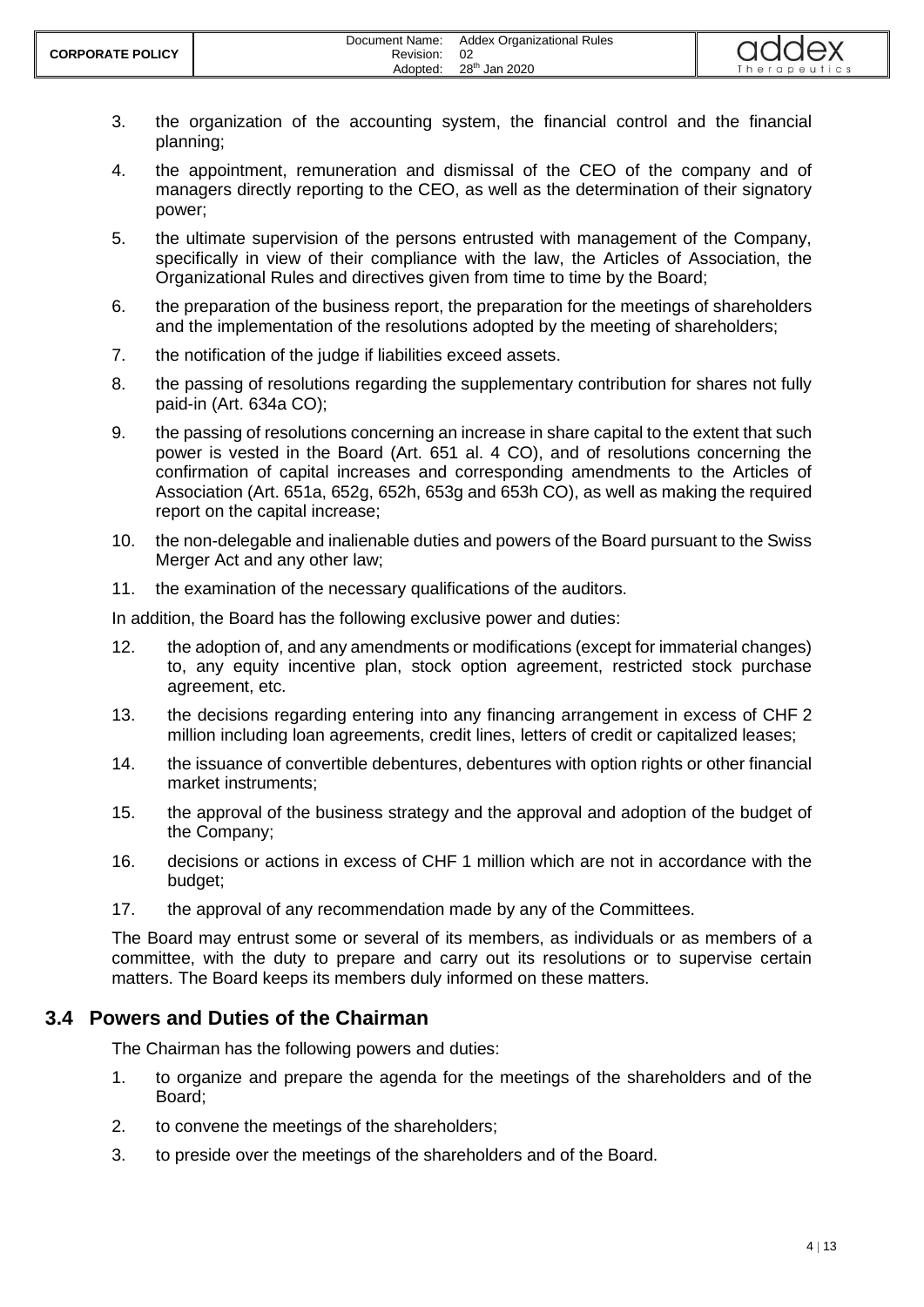3. the organization of the accounting system, the financial control and the financial planning;
4. the appointment, remuneration and dismissal of the CEO of the company and of managers directly reporting to the CEO, as well as the determination of their signatory power;
5. the ultimate supervision of the persons entrusted with management of the Company, specifically in view of their compliance with the law, the Articles of Association, the Organizational Rules and directives given from time to time by the Board;
6. the preparation of the business report, the preparation for the meetings of shareholders and the implementation of the resolutions adopted by the meeting of shareholders;
7. the notification of the judge if liabilities exceed assets.
8. the passing of resolutions regarding the supplementary contribution for shares not fully paid-in (Art. 634a CO);
9. the passing of resolutions concerning an increase in share capital to the extent that such power is vested in the Board (Art. 651 al. 4 CO), and of resolutions concerning the confirmation of capital increases and corresponding amendments to the Articles of Association (Art. 651a, 652g, 652h, 653g and 653h CO), as well as making the required report on the capital increase;
10. the non-delegable and inalienable duties and powers of the Board pursuant to the Swiss Merger Act and any other law;
11. the examination of the necessary qualifications of the auditors.

In addition, the Board has the following exclusive power and duties:

12. the adoption of, and any amendments or modifications (except for immaterial changes) to, any equity incentive plan, stock option agreement, restricted stock purchase agreement, etc.
13. the decisions regarding entering into any financing arrangement in excess of CHF 2 million including loan agreements, credit lines, letters of credit or capitalized leases;
14. the issuance of convertible debentures, debentures with option rights or other financial market instruments;
15. the approval of the business strategy and the approval and adoption of the budget of the Company;
16. decisions or actions in excess of CHF 1 million which are not in accordance with the budget;
17. the approval of any recommendation made by any of the Committees.

The Board may entrust some or several of its members, as individuals or as members of a committee, with the duty to prepare and carry out its resolutions or to supervise certain matters. The Board keeps its members duly informed on these matters.

## 3.4 Powers and Duties of the Chairman

The Chairman has the following powers and duties:

1. to organize and prepare the agenda for the meetings of the shareholders and of the Board;
2. to convene the meetings of the shareholders;
3. to preside over the meetings of the shareholders and of the Board.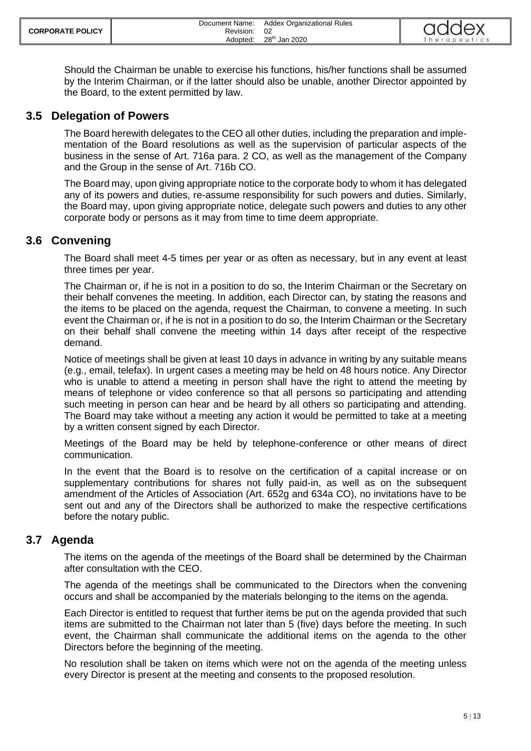Should the Chairman be unable to exercise his functions, his/her functions shall be assumed by the Interim Chairman, or if the latter should also be unable, another Director appointed by the Board, to the extent permitted by law.

## 3.5 Delegation of Powers

The Board herewith delegates to the CEO all other duties, including the preparation and implementation of the Board resolutions as well as the supervision of particular aspects of the business in the sense of Art. 716a para. 2 CO, as well as the management of the Company and the Group in the sense of Art. 716b CO.

The Board may, upon giving appropriate notice to the corporate body to whom it has delegated any of its powers and duties, re-assume responsibility for such powers and duties. Similarly, the Board may, upon giving appropriate notice, delegate such powers and duties to any other corporate body or persons as it may from time to time deem appropriate.

## 3.6 Convening

The Board shall meet 4-5 times per year or as often as necessary, but in any event at least three times per year.

The Chairman or, if he is not in a position to do so, the Interim Chairman or the Secretary on their behalf convenes the meeting. In addition, each Director can, by stating the reasons and the items to be placed on the agenda, request the Chairman, to convene a meeting. In such event the Chairman or, if he is not in a position to do so, the Interim Chairman or the Secretary on their behalf shall convene the meeting within 14 days after receipt of the respective demand.

Notice of meetings shall be given at least 10 days in advance in writing by any suitable means (e.g., email, telefax). In urgent cases a meeting may be held on 48 hours notice. Any Director who is unable to attend a meeting in person shall have the right to attend the meeting by means of telephone or video conference so that all persons so participating and attending such meeting in person can hear and be heard by all others so participating and attending. The Board may take without a meeting any action it would be permitted to take at a meeting by a written consent signed by each Director.

Meetings of the Board may be held by telephone-conference or other means of direct communication.

In the event that the Board is to resolve on the certification of a capital increase or on supplementary contributions for shares not fully paid-in, as well as on the subsequent amendment of the Articles of Association (Art. 652g and 634a CO), no invitations have to be sent out and any of the Directors shall be authorized to make the respective certifications before the notary public.

## 3.7 Agenda

The items on the agenda of the meetings of the Board shall be determined by the Chairman after consultation with the CEO.

The agenda of the meetings shall be communicated to the Directors when the convening occurs and shall be accompanied by the materials belonging to the items on the agenda.

Each Director is entitled to request that further items be put on the agenda provided that such items are submitted to the Chairman not later than 5 (five) days before the meeting. In such event, the Chairman shall communicate the additional items on the agenda to the other Directors before the beginning of the meeting.

No resolution shall be taken on items which were not on the agenda of the meeting unless every Director is present at the meeting and consents to the proposed resolution.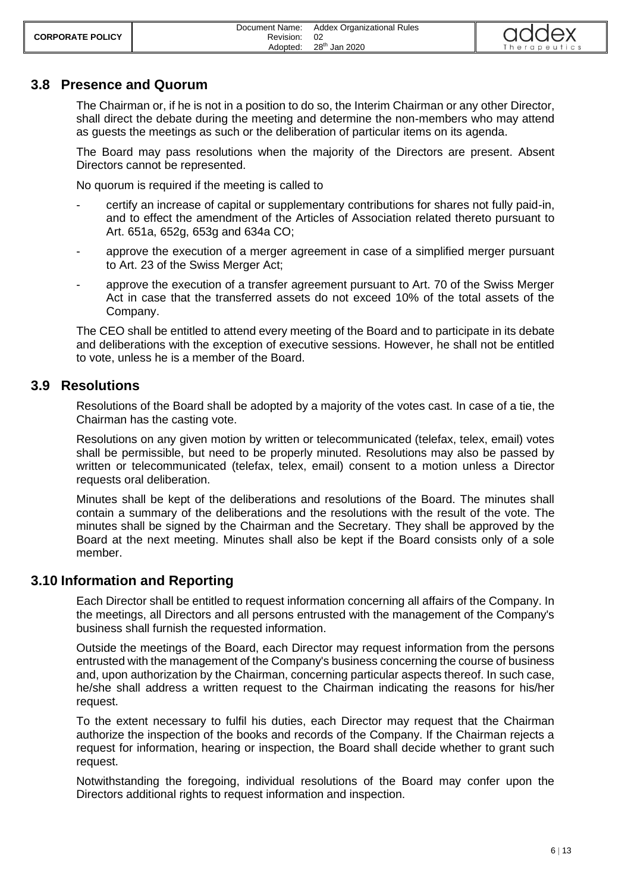## 3.8 Presence and Quorum

The Chairman or, if he is not in a position to do so, the Interim Chairman or any other Director, shall direct the debate during the meeting and determine the non-members who may attend as guests the meetings as such or the deliberation of particular items on its agenda.

The Board may pass resolutions when the majority of the Directors are present. Absent Directors cannot be represented.

No quorum is required if the meeting is called to

- certify an increase of capital or supplementary contributions for shares not fully paid-in, and to effect the amendment of the Articles of Association related thereto pursuant to Art. 651a, 652g, 653g and 634a CO;
- approve the execution of a merger agreement in case of a simplified merger pursuant to Art. 23 of the Swiss Merger Act;
- approve the execution of a transfer agreement pursuant to Art. 70 of the Swiss Merger Act in case that the transferred assets do not exceed 10% of the total assets of the Company.

The CEO shall be entitled to attend every meeting of the Board and to participate in its debate and deliberations with the exception of executive sessions. However, he shall not be entitled to vote, unless he is a member of the Board.

## 3.9 Resolutions

Resolutions of the Board shall be adopted by a majority of the votes cast. In case of a tie, the Chairman has the casting vote.

Resolutions on any given motion by written or telecommunicated (telefax, telex, email) votes shall be permissible, but need to be properly minuted. Resolutions may also be passed by written or telecommunicated (telefax, telex, email) consent to a motion unless a Director requests oral deliberation.

Minutes shall be kept of the deliberations and resolutions of the Board. The minutes shall contain a summary of the deliberations and the resolutions with the result of the vote. The minutes shall be signed by the Chairman and the Secretary. They shall be approved by the Board at the next meeting. Minutes shall also be kept if the Board consists only of a sole member.

## 3.10 Information and Reporting

Each Director shall be entitled to request information concerning all affairs of the Company. In the meetings, all Directors and all persons entrusted with the management of the Company's business shall furnish the requested information.

Outside the meetings of the Board, each Director may request information from the persons entrusted with the management of the Company's business concerning the course of business and, upon authorization by the Chairman, concerning particular aspects thereof. In such case, he/she shall address a written request to the Chairman indicating the reasons for his/her request.

To the extent necessary to fulfil his duties, each Director may request that the Chairman authorize the inspection of the books and records of the Company. If the Chairman rejects a request for information, hearing or inspection, the Board shall decide whether to grant such request.

Notwithstanding the foregoing, individual resolutions of the Board may confer upon the Directors additional rights to request information and inspection.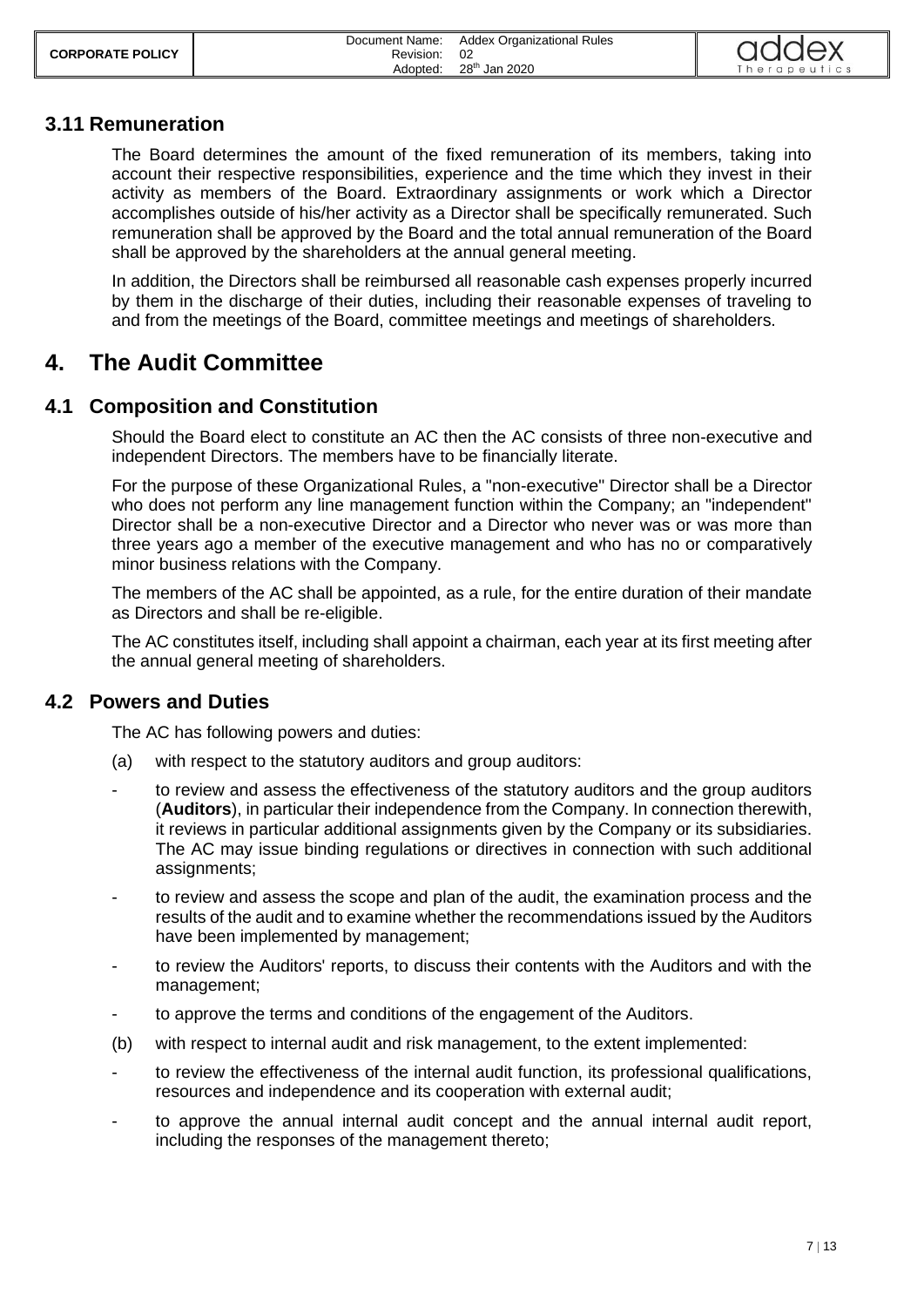### 3.11 Remuneration

The Board determines the amount of the fixed remuneration of its members, taking into account their respective responsibilities, experience and the time which they invest in their activity as members of the Board. Extraordinary assignments or work which a Director accomplishes outside of his/her activity as a Director shall be specifically remunerated. Such remuneration shall be approved by the Board and the total annual remuneration of the Board shall be approved by the shareholders at the annual general meeting.

In addition, the Directors shall be reimbursed all reasonable cash expenses properly incurred by them in the discharge of their duties, including their reasonable expenses of traveling to and from the meetings of the Board, committee meetings and meetings of shareholders.

## 4. The Audit Committee

### 4.1 Composition and Constitution

Should the Board elect to constitute an AC then the AC consists of three non-executive and independent Directors. The members have to be financially literate.

For the purpose of these Organizational Rules, a "non-executive" Director shall be a Director who does not perform any line management function within the Company; an "independent" Director shall be a non-executive Director and a Director who never was or was more than three years ago a member of the executive management and who has no or comparatively minor business relations with the Company.

The members of the AC shall be appointed, as a rule, for the entire duration of their mandate as Directors and shall be re-eligible.

The AC constitutes itself, including shall appoint a chairman, each year at its first meeting after the annual general meeting of shareholders.

### 4.2 Powers and Duties

The AC has following powers and duties:

(a) with respect to the statutory auditors and group auditors:

- to review and assess the effectiveness of the statutory auditors and the group auditors (**Auditors**), in particular their independence from the Company. In connection therewith, it reviews in particular additional assignments given by the Company or its subsidiaries. The AC may issue binding regulations or directives in connection with such additional assignments;
- to review and assess the scope and plan of the audit, the examination process and the results of the audit and to examine whether the recommendations issued by the Auditors have been implemented by management;
- to review the Auditors' reports, to discuss their contents with the Auditors and with the management;
- to approve the terms and conditions of the engagement of the Auditors.

(b) with respect to internal audit and risk management, to the extent implemented:

- to review the effectiveness of the internal audit function, its professional qualifications, resources and independence and its cooperation with external audit;
- to approve the annual internal audit concept and the annual internal audit report, including the responses of the management thereto;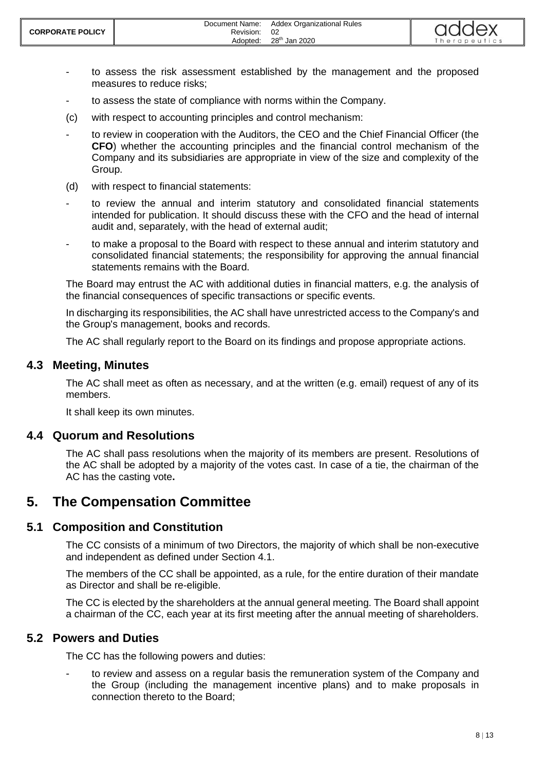- to assess the risk assessment established by the management and the proposed measures to reduce risks;
- to assess the state of compliance with norms within the Company.

(c) with respect to accounting principles and control mechanism:

- to review in cooperation with the Auditors, the CEO and the Chief Financial Officer (the **CFO**) whether the accounting principles and the financial control mechanism of the Company and its subsidiaries are appropriate in view of the size and complexity of the Group.

(d) with respect to financial statements:

- to review the annual and interim statutory and consolidated financial statements intended for publication. It should discuss these with the CFO and the head of internal audit and, separately, with the head of external audit;
- to make a proposal to the Board with respect to these annual and interim statutory and consolidated financial statements; the responsibility for approving the annual financial statements remains with the Board.

The Board may entrust the AC with additional duties in financial matters, e.g. the analysis of the financial consequences of specific transactions or specific events.

In discharging its responsibilities, the AC shall have unrestricted access to the Company's and the Group's management, books and records.

The AC shall regularly report to the Board on its findings and propose appropriate actions.

## 4.3 Meeting, Minutes

The AC shall meet as often as necessary, and at the written (e.g. email) request of any of its members.

It shall keep its own minutes.

## 4.4 Quorum and Resolutions

The AC shall pass resolutions when the majority of its members are present. Resolutions of the AC shall be adopted by a majority of the votes cast. In case of a tie, the chairman of the AC has the casting vote**.**

# 5. The Compensation Committee

## 5.1 Composition and Constitution

The CC consists of a minimum of two Directors, the majority of which shall be non-executive and independent as defined under Section 4.1.

The members of the CC shall be appointed, as a rule, for the entire duration of their mandate as Director and shall be re-eligible.

The CC is elected by the shareholders at the annual general meeting. The Board shall appoint a chairman of the CC, each year at its first meeting after the annual meeting of shareholders.

## 5.2 Powers and Duties

The CC has the following powers and duties:

- to review and assess on a regular basis the remuneration system of the Company and the Group (including the management incentive plans) and to make proposals in connection thereto to the Board;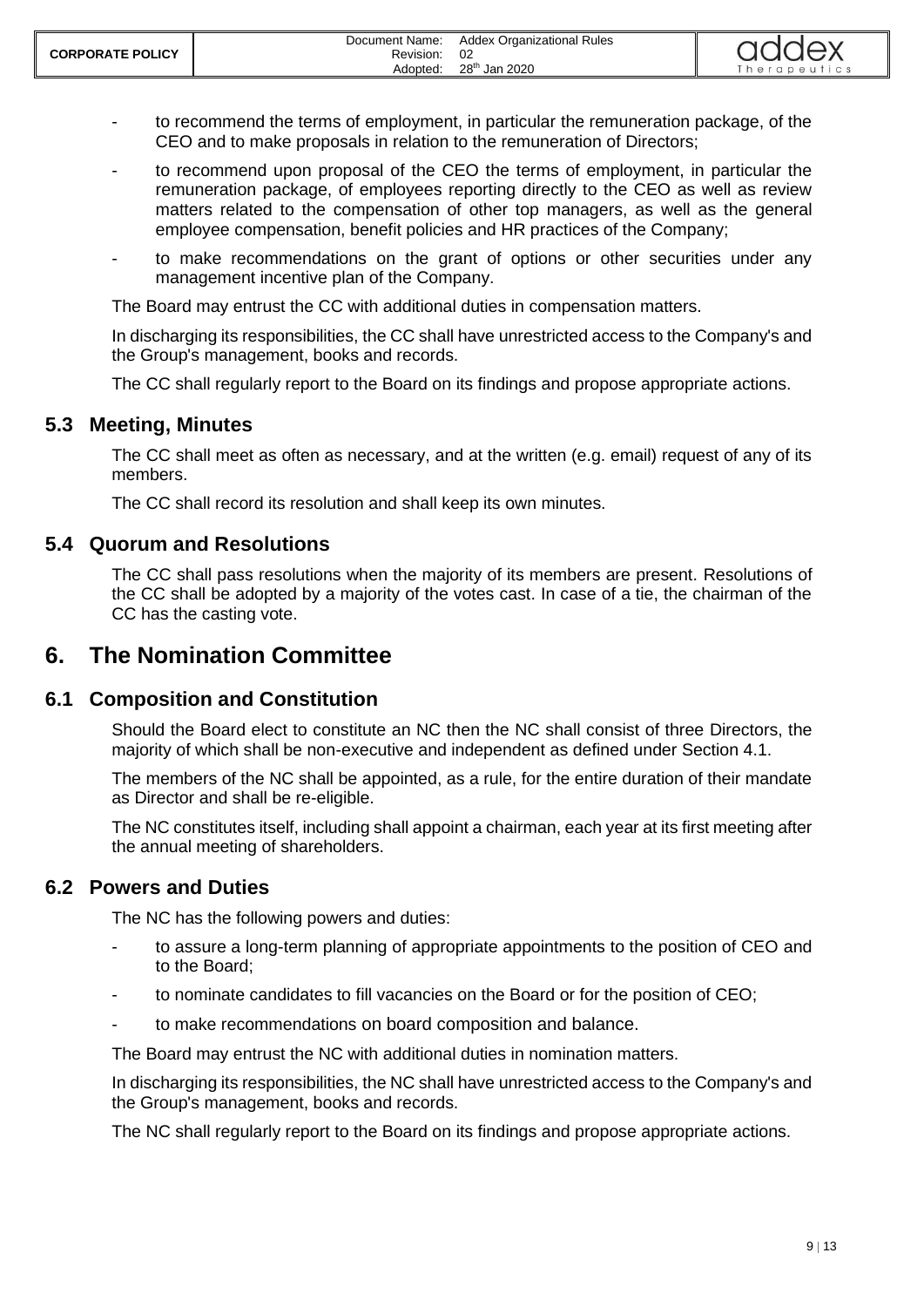- to recommend the terms of employment, in particular the remuneration package, of the CEO and to make proposals in relation to the remuneration of Directors;
- to recommend upon proposal of the CEO the terms of employment, in particular the remuneration package, of employees reporting directly to the CEO as well as review matters related to the compensation of other top managers, as well as the general employee compensation, benefit policies and HR practices of the Company;
- to make recommendations on the grant of options or other securities under any management incentive plan of the Company.

The Board may entrust the CC with additional duties in compensation matters.

In discharging its responsibilities, the CC shall have unrestricted access to the Company's and the Group's management, books and records.

The CC shall regularly report to the Board on its findings and propose appropriate actions.

## 5.3 Meeting, Minutes

The CC shall meet as often as necessary, and at the written (e.g. email) request of any of its members.

The CC shall record its resolution and shall keep its own minutes.

## 5.4 Quorum and Resolutions

The CC shall pass resolutions when the majority of its members are present. Resolutions of the CC shall be adopted by a majority of the votes cast. In case of a tie, the chairman of the CC has the casting vote.

# 6. The Nomination Committee

## 6.1 Composition and Constitution

Should the Board elect to constitute an NC then the NC shall consist of three Directors, the majority of which shall be non-executive and independent as defined under Section 4.1.

The members of the NC shall be appointed, as a rule, for the entire duration of their mandate as Director and shall be re-eligible.

The NC constitutes itself, including shall appoint a chairman, each year at its first meeting after the annual meeting of shareholders.

## 6.2 Powers and Duties

The NC has the following powers and duties:

- to assure a long-term planning of appropriate appointments to the position of CEO and to the Board;
- to nominate candidates to fill vacancies on the Board or for the position of CEO;
- to make recommendations on board composition and balance.

The Board may entrust the NC with additional duties in nomination matters.

In discharging its responsibilities, the NC shall have unrestricted access to the Company's and the Group's management, books and records.

The NC shall regularly report to the Board on its findings and propose appropriate actions.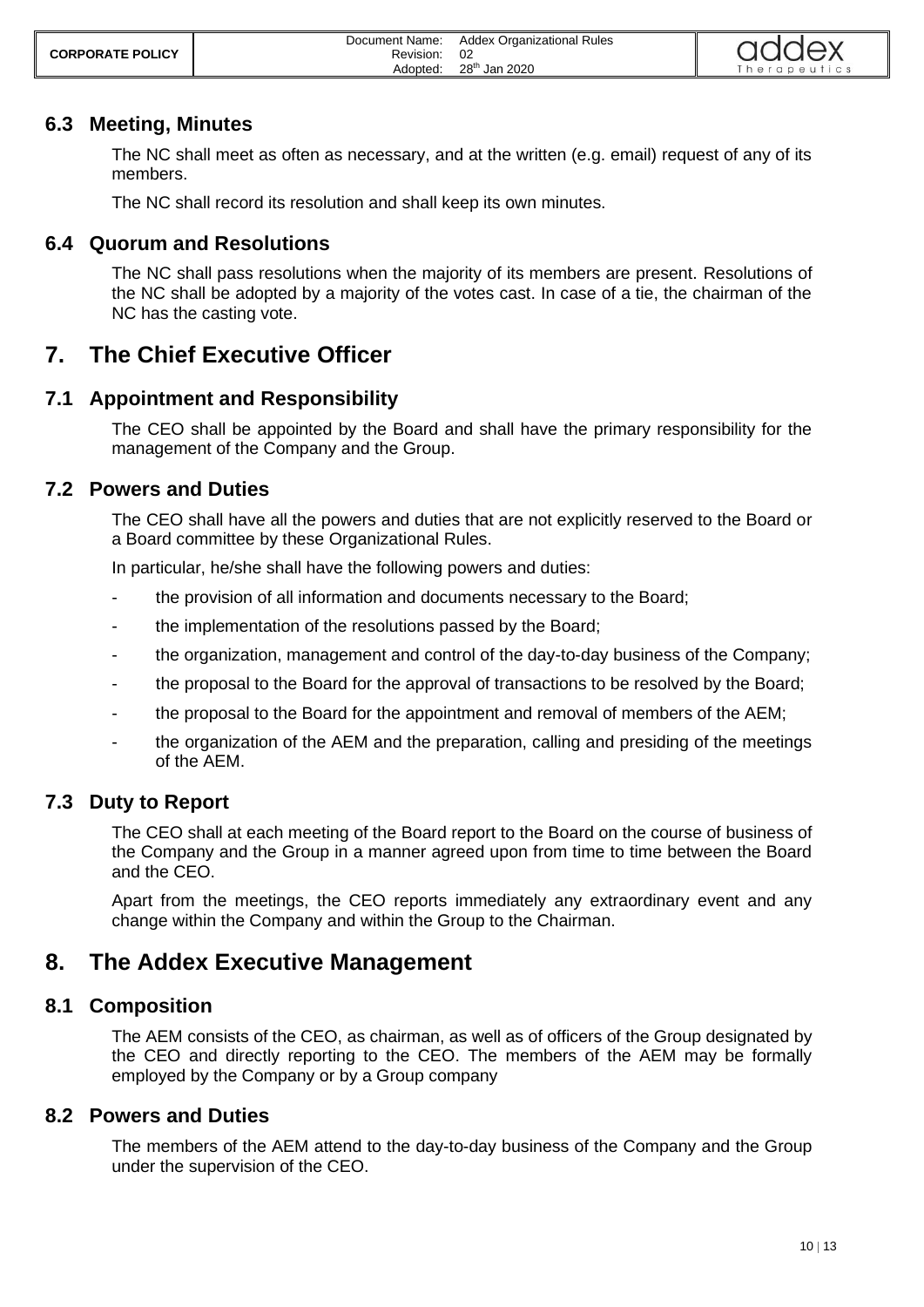## 6.3 Meeting, Minutes

The NC shall meet as often as necessary, and at the written (e.g. email) request of any of its members.

The NC shall record its resolution and shall keep its own minutes.

## 6.4 Quorum and Resolutions

The NC shall pass resolutions when the majority of its members are present. Resolutions of the NC shall be adopted by a majority of the votes cast. In case of a tie, the chairman of the NC has the casting vote.

# 7. The Chief Executive Officer

## 7.1 Appointment and Responsibility

The CEO shall be appointed by the Board and shall have the primary responsibility for the management of the Company and the Group.

## 7.2 Powers and Duties

The CEO shall have all the powers and duties that are not explicitly reserved to the Board or a Board committee by these Organizational Rules.

In particular, he/she shall have the following powers and duties:

- the provision of all information and documents necessary to the Board;
- the implementation of the resolutions passed by the Board;
- the organization, management and control of the day-to-day business of the Company;
- the proposal to the Board for the approval of transactions to be resolved by the Board;
- the proposal to the Board for the appointment and removal of members of the AEM;
- the organization of the AEM and the preparation, calling and presiding of the meetings of the AEM.

## 7.3 Duty to Report

The CEO shall at each meeting of the Board report to the Board on the course of business of the Company and the Group in a manner agreed upon from time to time between the Board and the CEO.

Apart from the meetings, the CEO reports immediately any extraordinary event and any change within the Company and within the Group to the Chairman.

# 8. The Addex Executive Management

## 8.1 Composition

The AEM consists of the CEO, as chairman, as well as of officers of the Group designated by the CEO and directly reporting to the CEO. The members of the AEM may be formally employed by the Company or by a Group company

## 8.2 Powers and Duties

The members of the AEM attend to the day-to-day business of the Company and the Group under the supervision of the CEO.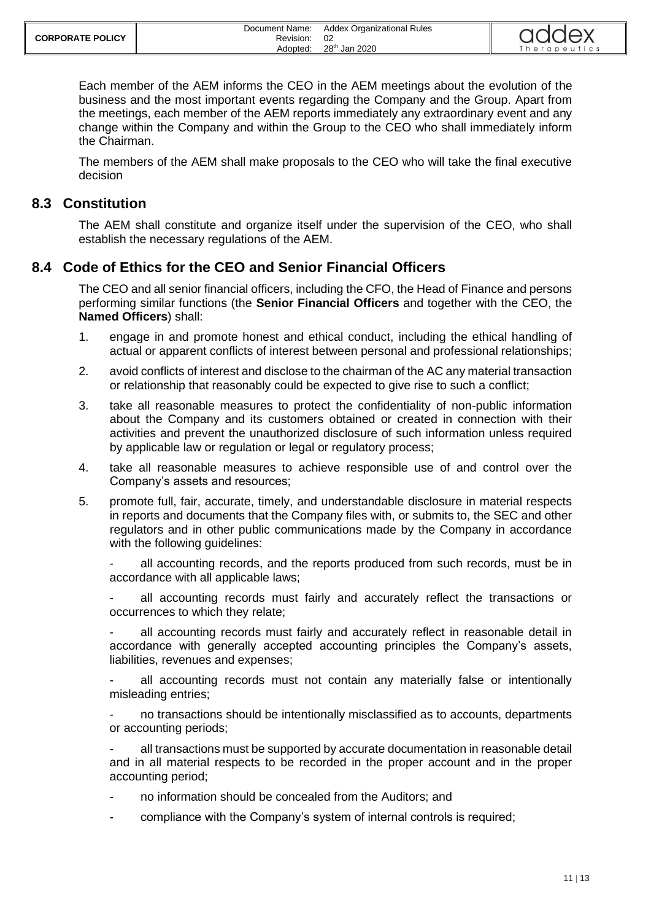Each member of the AEM informs the CEO in the AEM meetings about the evolution of the business and the most important events regarding the Company and the Group. Apart from the meetings, each member of the AEM reports immediately any extraordinary event and any change within the Company and within the Group to the CEO who shall immediately inform the Chairman.

The members of the AEM shall make proposals to the CEO who will take the final executive decision

## 8.3 Constitution

The AEM shall constitute and organize itself under the supervision of the CEO, who shall establish the necessary regulations of the AEM.

## 8.4 Code of Ethics for the CEO and Senior Financial Officers

The CEO and all senior financial officers, including the CFO, the Head of Finance and persons performing similar functions (the **Senior Financial Officers** and together with the CEO, the **Named Officers**) shall:

1. engage in and promote honest and ethical conduct, including the ethical handling of actual or apparent conflicts of interest between personal and professional relationships;
2. avoid conflicts of interest and disclose to the chairman of the AC any material transaction or relationship that reasonably could be expected to give rise to such a conflict;
3. take all reasonable measures to protect the confidentiality of non-public information about the Company and its customers obtained or created in connection with their activities and prevent the unauthorized disclosure of such information unless required by applicable law or regulation or legal or regulatory process;
4. take all reasonable measures to achieve responsible use of and control over the Company's assets and resources;
5. promote full, fair, accurate, timely, and understandable disclosure in material respects in reports and documents that the Company files with, or submits to, the SEC and other regulators and in other public communications made by the Company in accordance with the following guidelines:

   - all accounting records, and the reports produced from such records, must be in accordance with all applicable laws;
   - all accounting records must fairly and accurately reflect the transactions or occurrences to which they relate;
   - all accounting records must fairly and accurately reflect in reasonable detail in accordance with generally accepted accounting principles the Company's assets, liabilities, revenues and expenses;
   - all accounting records must not contain any materially false or intentionally misleading entries;
   - no transactions should be intentionally misclassified as to accounts, departments or accounting periods;
   - all transactions must be supported by accurate documentation in reasonable detail and in all material respects to be recorded in the proper account and in the proper accounting period;
   - no information should be concealed from the Auditors; and
   - compliance with the Company's system of internal controls is required;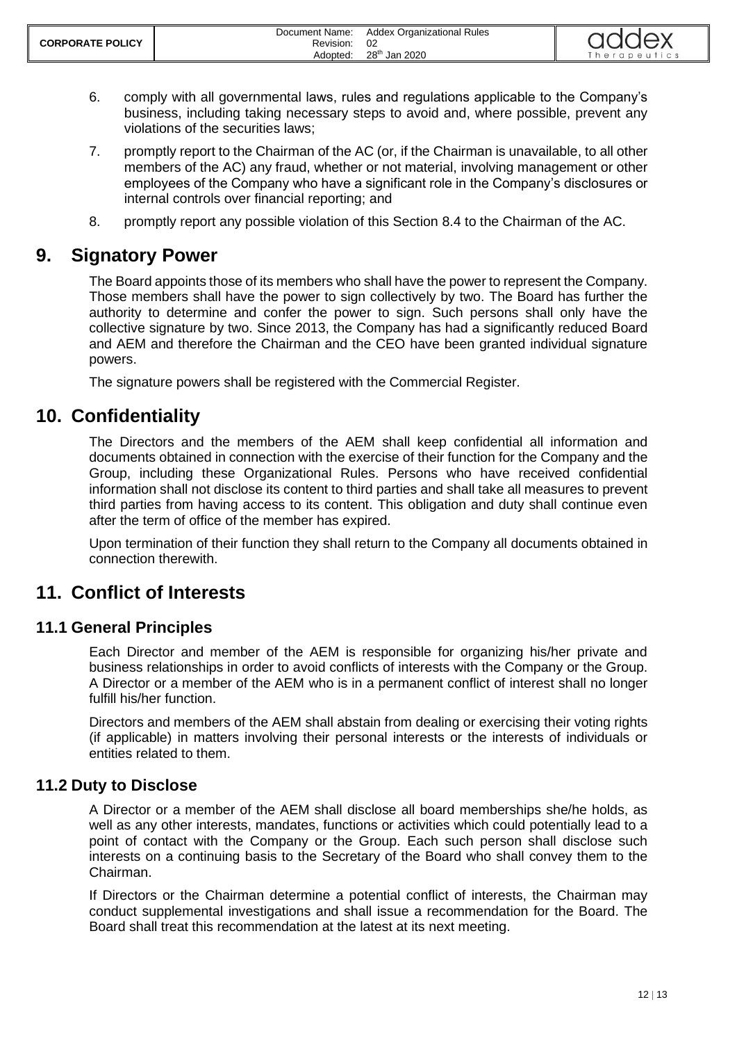6. comply with all governmental laws, rules and regulations applicable to the Company's business, including taking necessary steps to avoid and, where possible, prevent any violations of the securities laws;
7. promptly report to the Chairman of the AC (or, if the Chairman is unavailable, to all other members of the AC) any fraud, whether or not material, involving management or other employees of the Company who have a significant role in the Company's disclosures or internal controls over financial reporting; and
8. promptly report any possible violation of this Section 8.4 to the Chairman of the AC.

# 9. Signatory Power

The Board appoints those of its members who shall have the power to represent the Company. Those members shall have the power to sign collectively by two. The Board has further the authority to determine and confer the power to sign. Such persons shall only have the collective signature by two. Since 2013, the Company has had a significantly reduced Board and AEM and therefore the Chairman and the CEO have been granted individual signature powers.

The signature powers shall be registered with the Commercial Register.

# 10. Confidentiality

The Directors and the members of the AEM shall keep confidential all information and documents obtained in connection with the exercise of their function for the Company and the Group, including these Organizational Rules. Persons who have received confidential information shall not disclose its content to third parties and shall take all measures to prevent third parties from having access to its content. This obligation and duty shall continue even after the term of office of the member has expired.

Upon termination of their function they shall return to the Company all documents obtained in connection therewith.

# 11. Conflict of Interests

## 11.1 General Principles

Each Director and member of the AEM is responsible for organizing his/her private and business relationships in order to avoid conflicts of interests with the Company or the Group. A Director or a member of the AEM who is in a permanent conflict of interest shall no longer fulfill his/her function.

Directors and members of the AEM shall abstain from dealing or exercising their voting rights (if applicable) in matters involving their personal interests or the interests of individuals or entities related to them.

## 11.2 Duty to Disclose

A Director or a member of the AEM shall disclose all board memberships she/he holds, as well as any other interests, mandates, functions or activities which could potentially lead to a point of contact with the Company or the Group. Each such person shall disclose such interests on a continuing basis to the Secretary of the Board who shall convey them to the Chairman.

If Directors or the Chairman determine a potential conflict of interests, the Chairman may conduct supplemental investigations and shall issue a recommendation for the Board. The Board shall treat this recommendation at the latest at its next meeting.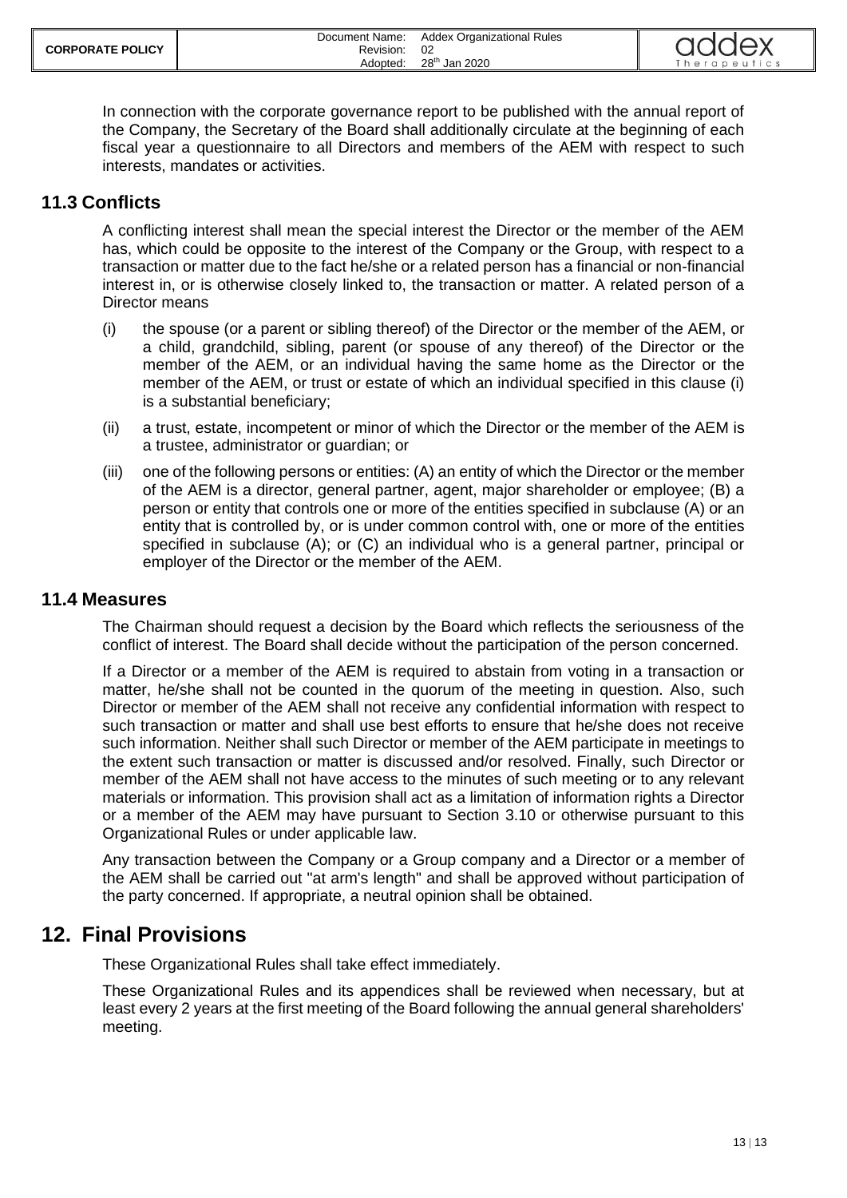In connection with the corporate governance report to be published with the annual report of the Company, the Secretary of the Board shall additionally circulate at the beginning of each fiscal year a questionnaire to all Directors and members of the AEM with respect to such interests, mandates or activities.

### 11.3 Conflicts

A conflicting interest shall mean the special interest the Director or the member of the AEM has, which could be opposite to the interest of the Company or the Group, with respect to a transaction or matter due to the fact he/she or a related person has a financial or non-financial interest in, or is otherwise closely linked to, the transaction or matter. A related person of a Director means

(i) the spouse (or a parent or sibling thereof) of the Director or the member of the AEM, or a child, grandchild, sibling, parent (or spouse of any thereof) of the Director or the member of the AEM, or an individual having the same home as the Director or the member of the AEM, or trust or estate of which an individual specified in this clause (i) is a substantial beneficiary;

(ii) a trust, estate, incompetent or minor of which the Director or the member of the AEM is a trustee, administrator or guardian; or

(iii) one of the following persons or entities: (A) an entity of which the Director or the member of the AEM is a director, general partner, agent, major shareholder or employee; (B) a person or entity that controls one or more of the entities specified in subclause (A) or an entity that is controlled by, or is under common control with, one or more of the entities specified in subclause (A); or (C) an individual who is a general partner, principal or employer of the Director or the member of the AEM.

### 11.4 Measures

The Chairman should request a decision by the Board which reflects the seriousness of the conflict of interest. The Board shall decide without the participation of the person concerned.

If a Director or a member of the AEM is required to abstain from voting in a transaction or matter, he/she shall not be counted in the quorum of the meeting in question. Also, such Director or member of the AEM shall not receive any confidential information with respect to such transaction or matter and shall use best efforts to ensure that he/she does not receive such information. Neither shall such Director or member of the AEM participate in meetings to the extent such transaction or matter is discussed and/or resolved. Finally, such Director or member of the AEM shall not have access to the minutes of such meeting or to any relevant materials or information. This provision shall act as a limitation of information rights a Director or a member of the AEM may have pursuant to Section 3.10 or otherwise pursuant to this Organizational Rules or under applicable law.

Any transaction between the Company or a Group company and a Director or a member of the AEM shall be carried out "at arm's length" and shall be approved without participation of the party concerned. If appropriate, a neutral opinion shall be obtained.

## 12. Final Provisions

These Organizational Rules shall take effect immediately.

These Organizational Rules and its appendices shall be reviewed when necessary, but at least every 2 years at the first meeting of the Board following the annual general shareholders' meeting.